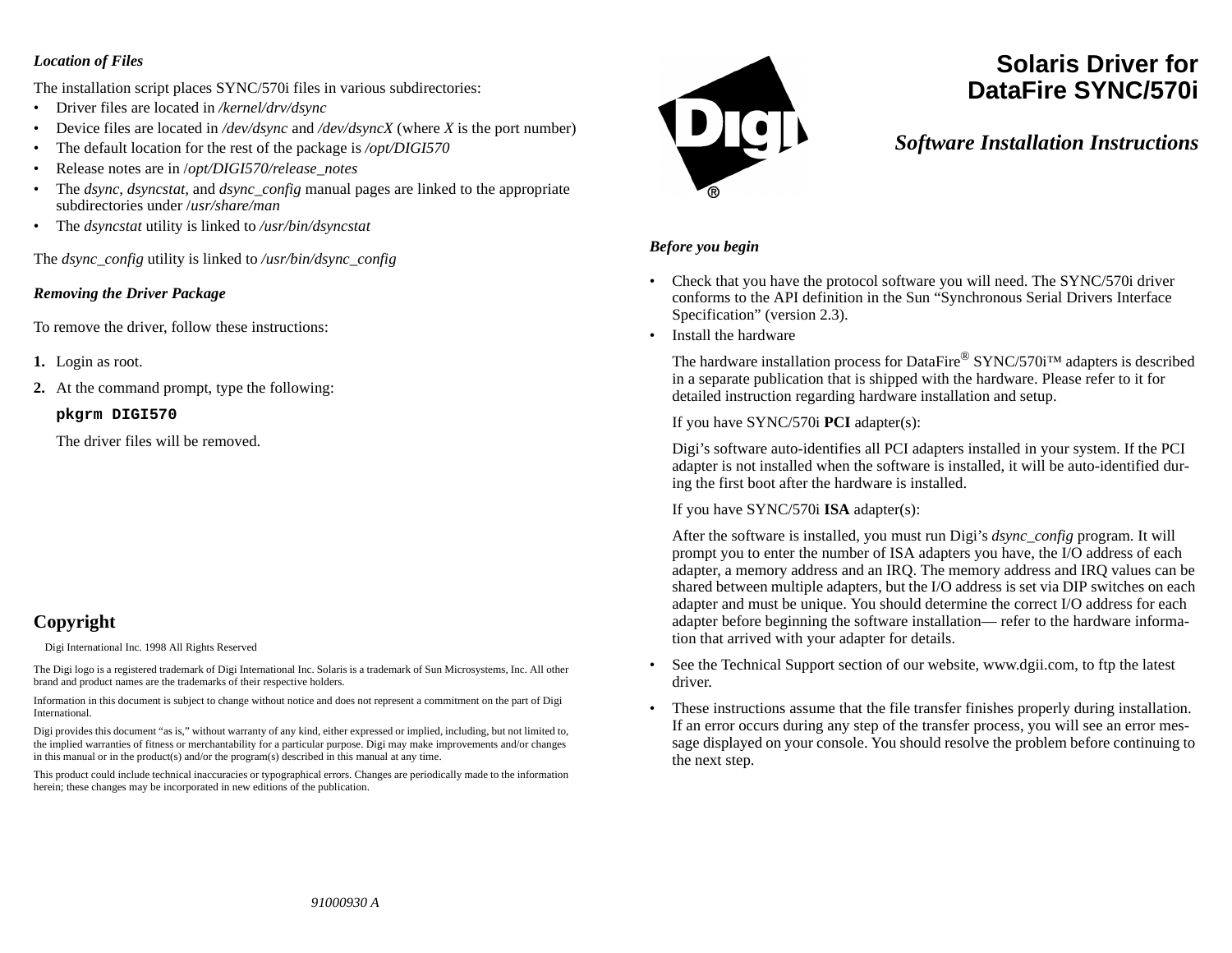# Solaris Driver for DataFire SYNC/570i

## *Software Installation Instructions*

### *Before you begin*

- Check that you have the protocol software you will need. The SYNC/570i driver conforms to the API definition in the Sun "Synchronous Serial Drivers Interface Specification" (version 2.3).
- Install the hardware

  The hardware installation process for DataFire® SYNC/570i™ adapters is described in a separate publication that is shipped with the hardware. Please refer to it for detailed instruction regarding hardware installation and setup.

  If you have SYNC/570i **PCI** adapter(s):

  Digi's software auto-identifies all PCI adapters installed in your system. If the PCI adapter is not installed when the software is installed, it will be auto-identified during the first boot after the hardware is installed.

  If you have SYNC/570i **ISA** adapter(s):

  After the software is installed, you must run Digi's *dsync_config* program. It will prompt you to enter the number of ISA adapters you have, the I/O address of each adapter, a memory address and an IRQ. The memory address and IRQ values can be shared between multiple adapters, but the I/O address is set via DIP switches on each adapter and must be unique. You should determine the correct I/O address for each adapter before beginning the software installation— refer to the hardware information that arrived with your adapter for details.

- See the Technical Support section of our website, www.dgii.com, to ftp the latest driver.
- These instructions assume that the file transfer finishes properly during installation. If an error occurs during any step of the transfer process, you will see an error message displayed on your console. You should resolve the problem before continuing to the next step.

### *Location of Files*

The installation script places SYNC/570i files in various subdirectories:

- Driver files are located in */kernel/drv/dsync*
- Device files are located in */dev/dsync* and */dev/dsyncX* (where *X* is the port number)
- The default location for the rest of the package is */opt/DIGI570*
- Release notes are in /*opt/DIGI570/release_notes*
- The *dsync, dsyncstat,* and *dsync_config* manual pages are linked to the appropriate subdirectories under /*usr/share/man*
- The *dsyncstat* utility is linked to */usr/bin/dsyncstat*

The *dsync_config* utility is linked to */usr/bin/dsync_config*

### *Removing the Driver Package*

To remove the driver, follow these instructions:

1. Login as root.
2. At the command prompt, type the following:

   **`pkgrm DIGI570`**

   The driver files will be removed.

## Copyright

Digi International Inc. 1998 All Rights Reserved

The Digi logo is a registered trademark of Digi International Inc. Solaris is a trademark of Sun Microsystems, Inc. All other brand and product names are the trademarks of their respective holders.

Information in this document is subject to change without notice and does not represent a commitment on the part of Digi International.

Digi provides this document "as is," without warranty of any kind, either expressed or implied, including, but not limited to, the implied warranties of fitness or merchantability for a particular purpose. Digi may make improvements and/or changes in this manual or in the product(s) and/or the program(s) described in this manual at any time.

This product could include technical inaccuracies or typographical errors. Changes are periodically made to the information herein; these changes may be incorporated in new editions of the publication.

*91000930 A*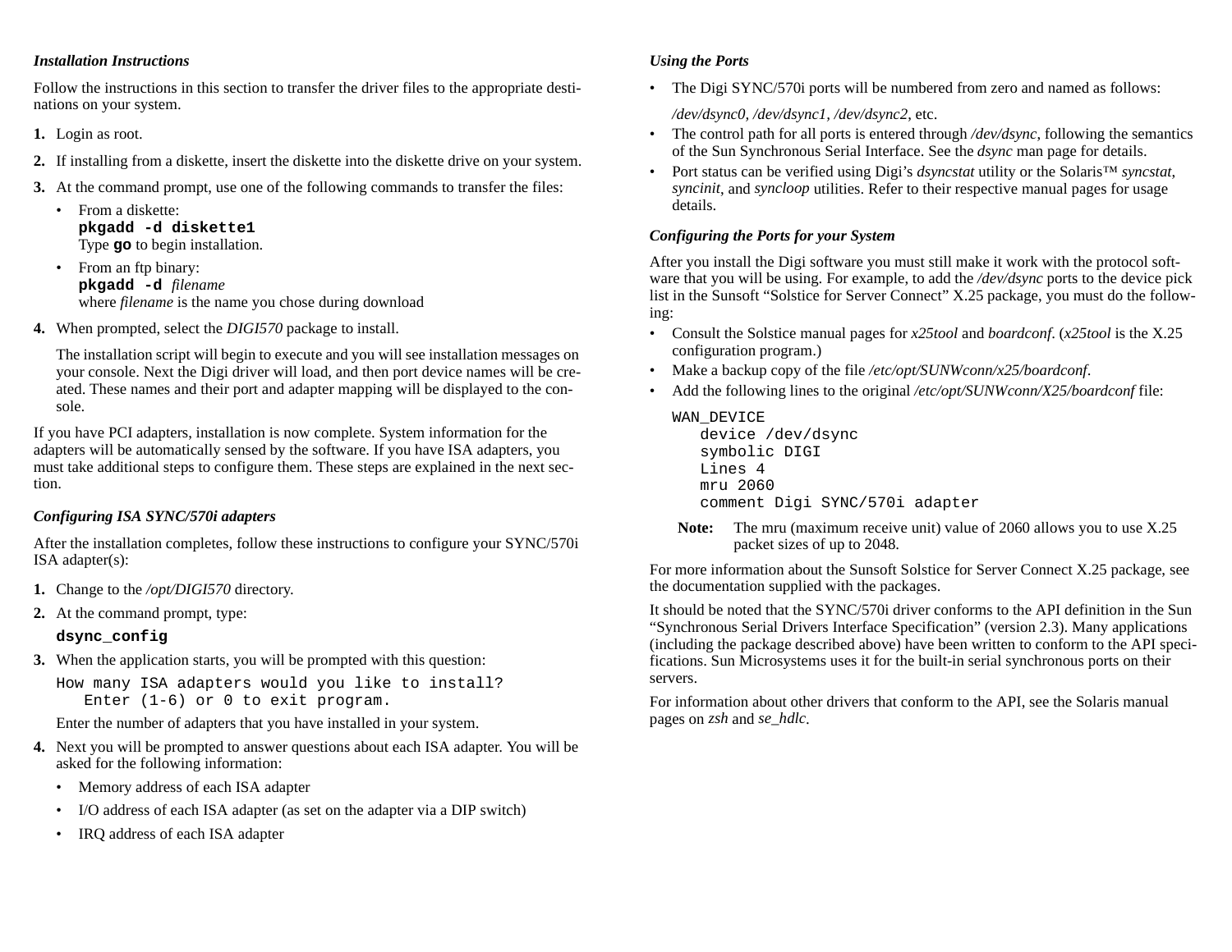### *Installation Instructions*

Follow the instructions in this section to transfer the driver files to the appropriate destinations on your system.

1. Login as root.
2. If installing from a diskette, insert the diskette into the diskette drive on your system.
3. At the command prompt, use one of the following commands to transfer the files:
   - From a diskette:
     **`pkgadd -d diskette1`**
     Type **`go`** to begin installation.
   - From an ftp binary:
     **`pkgadd -d`** *filename*
     where *filename* is the name you chose during download
4. When prompted, select the *DIGI570* package to install.

   The installation script will begin to execute and you will see installation messages on your console. Next the Digi driver will load, and then port device names will be created. These names and their port and adapter mapping will be displayed to the console.

If you have PCI adapters, installation is now complete. System information for the adapters will be automatically sensed by the software. If you have ISA adapters, you must take additional steps to configure them. These steps are explained in the next section.

### *Configuring ISA SYNC/570i adapters*

After the installation completes, follow these instructions to configure your SYNC/570i ISA adapter(s):

1. Change to the */opt/DIGI570* directory.
2. At the command prompt, type:

   **`dsync_config`**
3. When the application starts, you will be prompted with this question:

   ```
   How many ISA adapters would you like to install?
      Enter (1-6) or 0 to exit program.
   ```

   Enter the number of adapters that you have installed in your system.
4. Next you will be prompted to answer questions about each ISA adapter. You will be asked for the following information:
   - Memory address of each ISA adapter
   - I/O address of each ISA adapter (as set on the adapter via a DIP switch)
   - IRQ address of each ISA adapter

### *Using the Ports*

- The Digi SYNC/570i ports will be numbered from zero and named as follows:

  */dev/dsync0*, */dev/dsync1*, */dev/dsync2*, etc.
- The control path for all ports is entered through */dev/dsync*, following the semantics of the Sun Synchronous Serial Interface. See the *dsync* man page for details.
- Port status can be verified using Digi's *dsyncstat* utility or the Solaris™ *syncstat*, *syncinit*, and *syncloop* utilities. Refer to their respective manual pages for usage details.

### *Configuring the Ports for your System*

After you install the Digi software you must still make it work with the protocol software that you will be using. For example, to add the */dev/dsync* ports to the device pick list in the Sunsoft "Solstice for Server Connect" X.25 package, you must do the following:

- Consult the Solstice manual pages for *x25tool* and *boardconf*. (*x25tool* is the X.25 configuration program.)
- Make a backup copy of the file */etc/opt/SUNWconn/x25/boardconf*.
- Add the following lines to the original */etc/opt/SUNWconn/X25/boardconf* file:

  ```
  WAN_DEVICE
     device /dev/dsync
     symbolic DIGI
     Lines 4
     mru 2060
     comment Digi SYNC/570i adapter
  ```

  **Note:** The mru (maximum receive unit) value of 2060 allows you to use X.25 packet sizes of up to 2048.

For more information about the Sunsoft Solstice for Server Connect X.25 package, see the documentation supplied with the packages.

It should be noted that the SYNC/570i driver conforms to the API definition in the Sun "Synchronous Serial Drivers Interface Specification" (version 2.3). Many applications (including the package described above) have been written to conform to the API specifications. Sun Microsystems uses it for the built-in serial synchronous ports on their servers.

For information about other drivers that conform to the API, see the Solaris manual pages on *zsh* and *se_hdlc*.